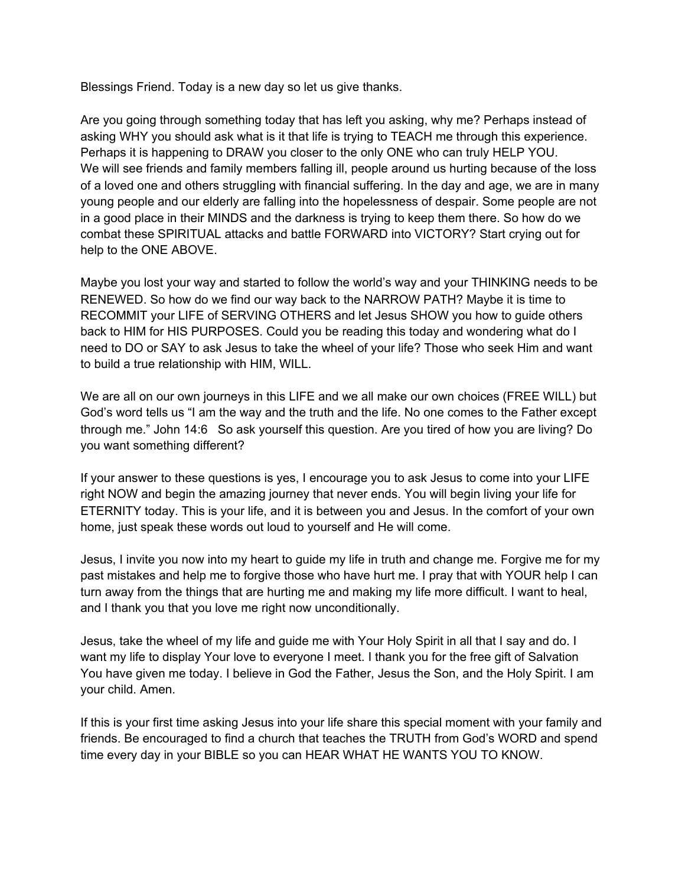Blessings Friend. Today is a new day so let us give thanks.

Are you going through something today that has left you asking, why me? Perhaps instead of asking WHY you should ask what is it that life is trying to TEACH me through this experience. Perhaps it is happening to DRAW you closer to the only ONE who can truly HELP YOU.
We will see friends and family members falling ill, people around us hurting because of the loss of a loved one and others struggling with financial suffering. In the day and age, we are in many young people and our elderly are falling into the hopelessness of despair. Some people are not in a good place in their MINDS and the darkness is trying to keep them there. So how do we combat these SPIRITUAL attacks and battle FORWARD into VICTORY? Start crying out for help to the ONE ABOVE.

Maybe you lost your way and started to follow the world's way and your THINKING needs to be RENEWED. So how do we find our way back to the NARROW PATH? Maybe it is time to RECOMMIT your LIFE of SERVING OTHERS and let Jesus SHOW you how to guide others back to HIM for HIS PURPOSES. Could you be reading this today and wondering what do I need to DO or SAY to ask Jesus to take the wheel of your life? Those who seek Him and want to build a true relationship with HIM, WILL.

We are all on our own journeys in this LIFE and we all make our own choices (FREE WILL) but God's word tells us "I am the way and the truth and the life. No one comes to the Father except through me." John 14:6 So ask yourself this question. Are you tired of how you are living? Do you want something different?

If your answer to these questions is yes, I encourage you to ask Jesus to come into your LIFE right NOW and begin the amazing journey that never ends. You will begin living your life for ETERNITY today. This is your life, and it is between you and Jesus. In the comfort of your own home, just speak these words out loud to yourself and He will come.

Jesus, I invite you now into my heart to guide my life in truth and change me. Forgive me for my past mistakes and help me to forgive those who have hurt me. I pray that with YOUR help I can turn away from the things that are hurting me and making my life more difficult. I want to heal, and I thank you that you love me right now unconditionally.

Jesus, take the wheel of my life and guide me with Your Holy Spirit in all that I say and do. I want my life to display Your love to everyone I meet. I thank you for the free gift of Salvation You have given me today. I believe in God the Father, Jesus the Son, and the Holy Spirit. I am your child. Amen.

If this is your first time asking Jesus into your life share this special moment with your family and friends. Be encouraged to find a church that teaches the TRUTH from God's WORD and spend time every day in your BIBLE so you can HEAR WHAT HE WANTS YOU TO KNOW.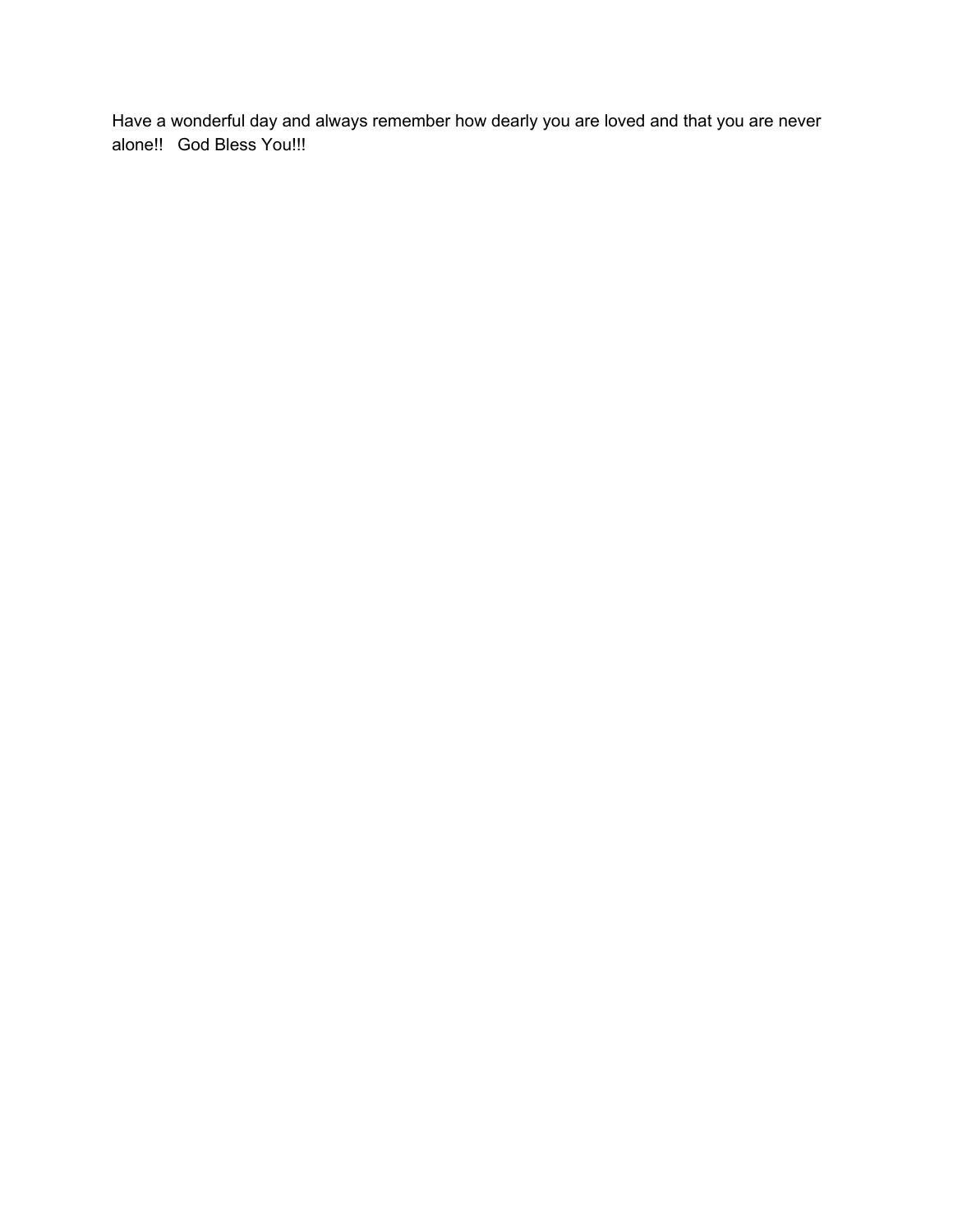Have a wonderful day and always remember how dearly you are loved and that you are never alone!! God Bless You!!!